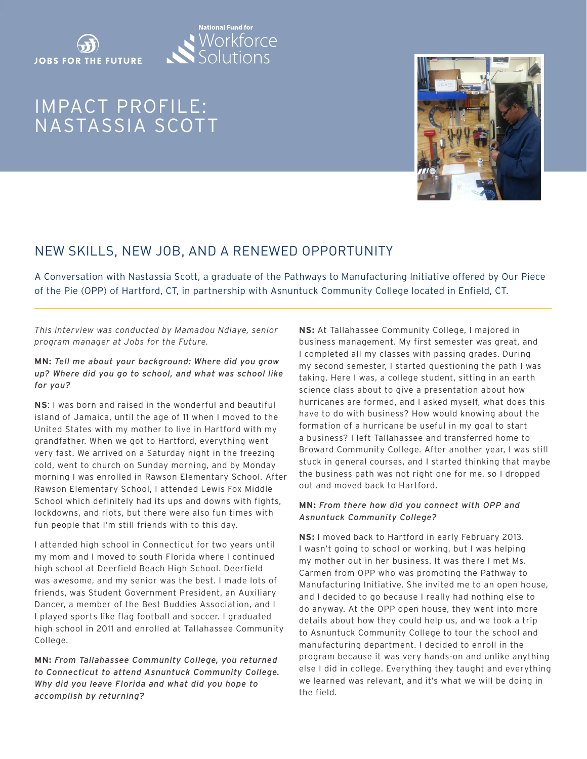JOBS FOR THE FUTURE

National Fund for Workforce Solutions

# IMPACT PROFILE: NASTASSIA SCOTT

## NEW SKILLS, NEW JOB, AND A RENEWED OPPORTUNITY

A Conversation with Nastassia Scott, a graduate of the Pathways to Manufacturing Initiative offered by Our Piece of the Pie (OPP) of Hartford, CT, in partnership with Asnuntuck Community College located in Enfield, CT.

---

*This interview was conducted by Mamadou Ndiaye, senior program manager at Jobs for the Future.*

**MN:** *Tell me about your background: Where did you grow up? Where did you go to school, and what was school like for you?*

**NS**: I was born and raised in the wonderful and beautiful island of Jamaica, until the age of 11 when I moved to the United States with my mother to live in Hartford with my grandfather. When we got to Hartford, everything went very fast. We arrived on a Saturday night in the freezing cold, went to church on Sunday morning, and by Monday morning I was enrolled in Rawson Elementary School. After Rawson Elementary School, I attended Lewis Fox Middle School which definitely had its ups and downs with fights, lockdowns, and riots, but there were also fun times with fun people that I'm still friends with to this day.

I attended high school in Connecticut for two years until my mom and I moved to south Florida where I continued high school at Deerfield Beach High School. Deerfield was awesome, and my senior was the best. I made lots of friends, was Student Government President, an Auxiliary Dancer, a member of the Best Buddies Association, and I I played sports like flag football and soccer. I graduated high school in 2011 and enrolled at Tallahassee Community College.

**MN:** *From Tallahassee Community College, you returned to Connecticut to attend Asnuntuck Community College. Why did you leave Florida and what did you hope to accomplish by returning?*

**NS:** At Tallahassee Community College, I majored in business management. My first semester was great, and I completed all my classes with passing grades. During my second semester, I started questioning the path I was taking. Here I was, a college student, sitting in an earth science class about to give a presentation about how hurricanes are formed, and I asked myself, what does this have to do with business? How would knowing about the formation of a hurricane be useful in my goal to start a business? I left Tallahassee and transferred home to Broward Community College. After another year, I was still stuck in general courses, and I started thinking that maybe the business path was not right one for me, so I dropped out and moved back to Hartford.

**MN:** *From there how did you connect with OPP and Asnuntuck Community College?*

**NS:** I moved back to Hartford in early February 2013. I wasn't going to school or working, but I was helping my mother out in her business. It was there I met Ms. Carmen from OPP who was promoting the Pathway to Manufacturing Initiative. She invited me to an open house, and I decided to go because I really had nothing else to do anyway. At the OPP open house, they went into more details about how they could help us, and we took a trip to Asnuntuck Community College to tour the school and manufacturing department. I decided to enroll in the program because it was very hands-on and unlike anything else I did in college. Everything they taught and everything we learned was relevant, and it's what we will be doing in the field.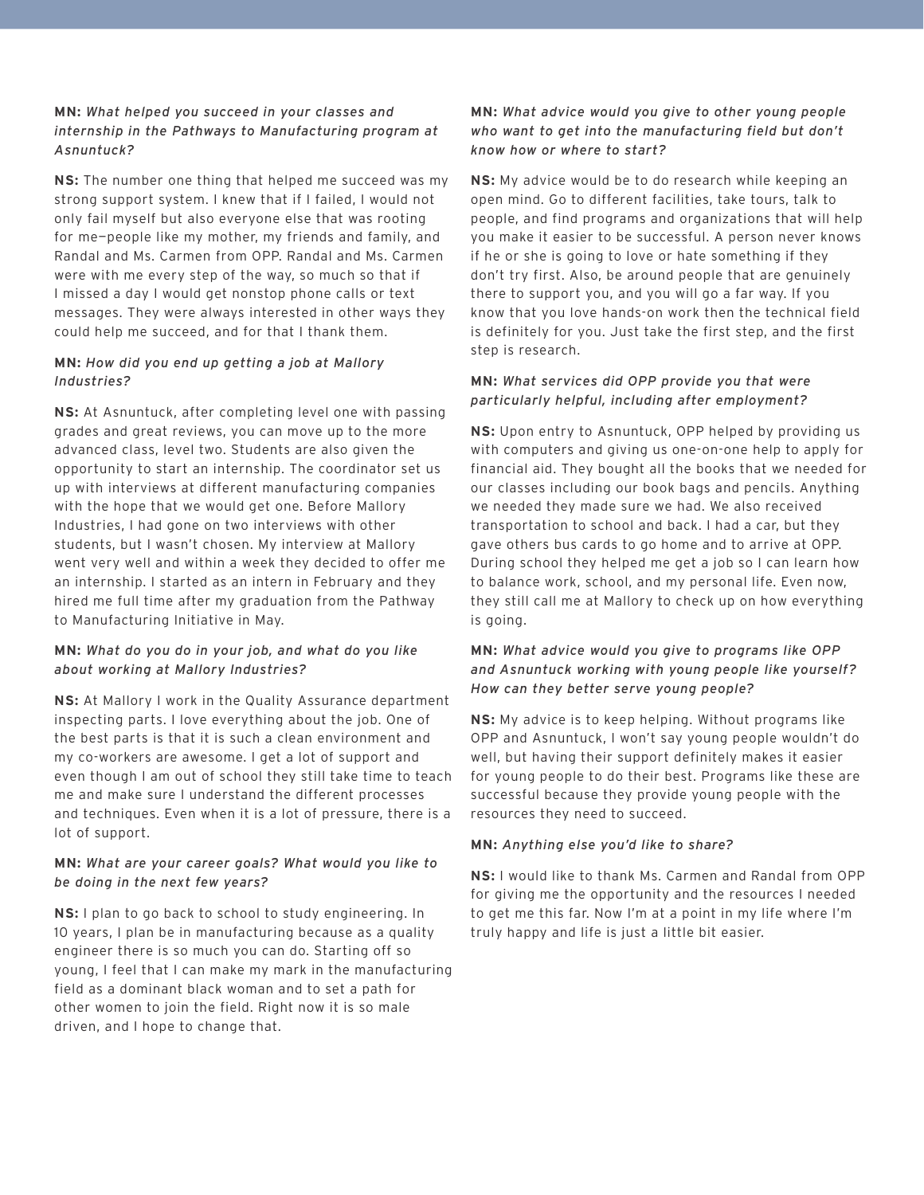**MN:** *What helped you succeed in your classes and internship in the Pathways to Manufacturing program at Asnuntuck?*

**NS:** The number one thing that helped me succeed was my strong support system. I knew that if I failed, I would not only fail myself but also everyone else that was rooting for me—people like my mother, my friends and family, and Randal and Ms. Carmen from OPP. Randal and Ms. Carmen were with me every step of the way, so much so that if I missed a day I would get nonstop phone calls or text messages. They were always interested in other ways they could help me succeed, and for that I thank them.

**MN:** *How did you end up getting a job at Mallory Industries?*

**NS:** At Asnuntuck, after completing level one with passing grades and great reviews, you can move up to the more advanced class, level two. Students are also given the opportunity to start an internship. The coordinator set us up with interviews at different manufacturing companies with the hope that we would get one. Before Mallory Industries, I had gone on two interviews with other students, but I wasn't chosen. My interview at Mallory went very well and within a week they decided to offer me an internship. I started as an intern in February and they hired me full time after my graduation from the Pathway to Manufacturing Initiative in May.

**MN:** *What do you do in your job, and what do you like about working at Mallory Industries?*

**NS:** At Mallory I work in the Quality Assurance department inspecting parts. I love everything about the job. One of the best parts is that it is such a clean environment and my co-workers are awesome. I get a lot of support and even though I am out of school they still take time to teach me and make sure I understand the different processes and techniques. Even when it is a lot of pressure, there is a lot of support.

**MN:** *What are your career goals? What would you like to be doing in the next few years?*

**NS:** I plan to go back to school to study engineering. In 10 years, I plan be in manufacturing because as a quality engineer there is so much you can do. Starting off so young, I feel that I can make my mark in the manufacturing field as a dominant black woman and to set a path for other women to join the field. Right now it is so male driven, and I hope to change that.

**MN:** *What advice would you give to other young people who want to get into the manufacturing field but don't know how or where to start?*

**NS:** My advice would be to do research while keeping an open mind. Go to different facilities, take tours, talk to people, and find programs and organizations that will help you make it easier to be successful. A person never knows if he or she is going to love or hate something if they don't try first. Also, be around people that are genuinely there to support you, and you will go a far way. If you know that you love hands-on work then the technical field is definitely for you. Just take the first step, and the first step is research.

**MN:** *What services did OPP provide you that were particularly helpful, including after employment?*

**NS:** Upon entry to Asnuntuck, OPP helped by providing us with computers and giving us one-on-one help to apply for financial aid. They bought all the books that we needed for our classes including our book bags and pencils. Anything we needed they made sure we had. We also received transportation to school and back. I had a car, but they gave others bus cards to go home and to arrive at OPP. During school they helped me get a job so I can learn how to balance work, school, and my personal life. Even now, they still call me at Mallory to check up on how everything is going.

**MN:** *What advice would you give to programs like OPP and Asnuntuck working with young people like yourself? How can they better serve young people?*

**NS:** My advice is to keep helping. Without programs like OPP and Asnuntuck, I won't say young people wouldn't do well, but having their support definitely makes it easier for young people to do their best. Programs like these are successful because they provide young people with the resources they need to succeed.

**MN:** *Anything else you'd like to share?*

**NS:** I would like to thank Ms. Carmen and Randal from OPP for giving me the opportunity and the resources I needed to get me this far. Now I'm at a point in my life where I'm truly happy and life is just a little bit easier.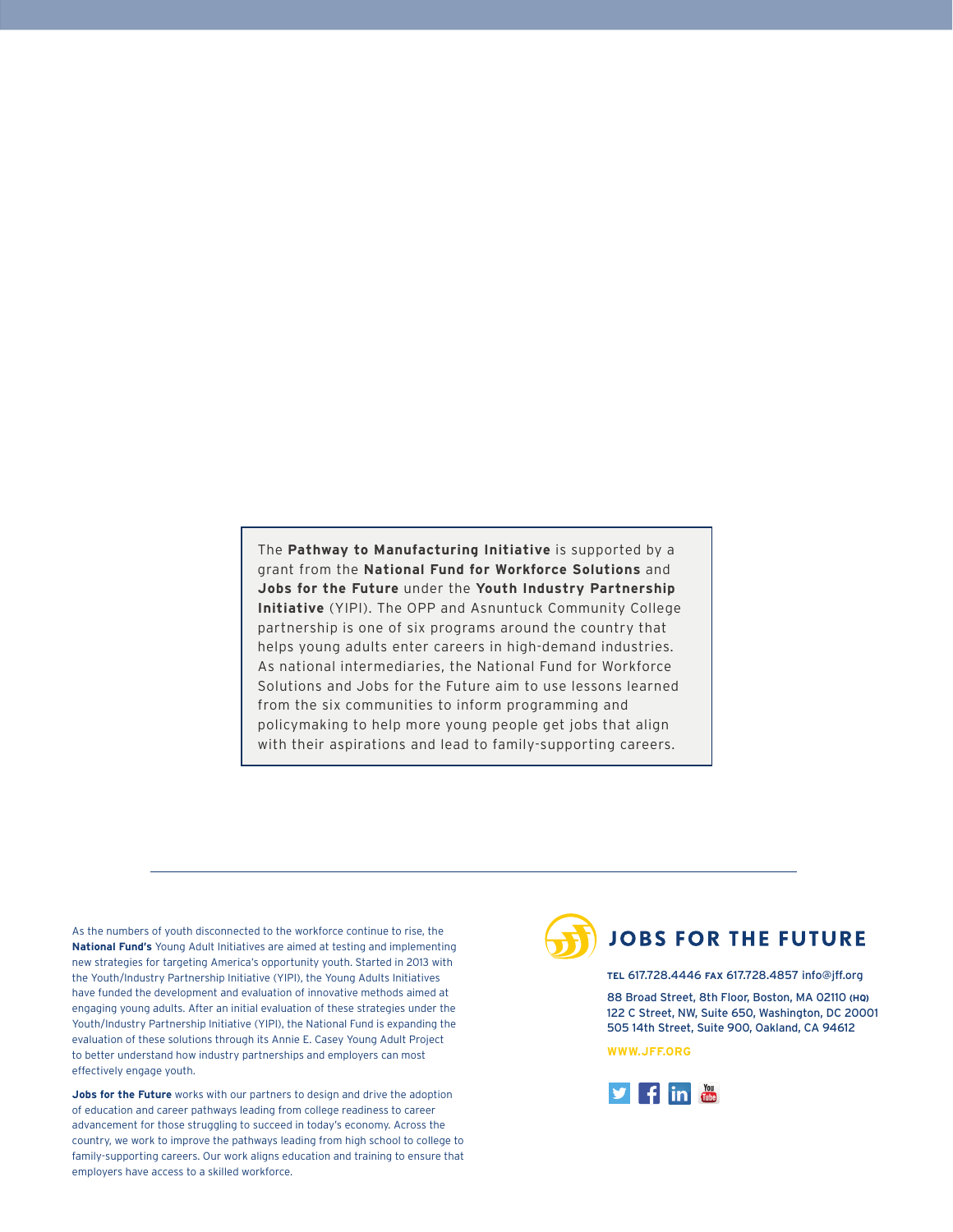The **Pathway to Manufacturing Initiative** is supported by a grant from the **National Fund for Workforce Solutions** and **Jobs for the Future** under the **Youth Industry Partnership Initiative** (YIPI). The OPP and Asnuntuck Community College partnership is one of six programs around the country that helps young adults enter careers in high-demand industries. As national intermediaries, the National Fund for Workforce Solutions and Jobs for the Future aim to use lessons learned from the six communities to inform programming and policymaking to help more young people get jobs that align with their aspirations and lead to family-supporting careers.

---

As the numbers of youth disconnected to the workforce continue to rise, the **National Fund's** Young Adult Initiatives are aimed at testing and implementing new strategies for targeting America's opportunity youth. Started in 2013 with the Youth/Industry Partnership Initiative (YIPI), the Young Adults Initiatives have funded the development and evaluation of innovative methods aimed at engaging young adults. After an initial evaluation of these strategies under the Youth/Industry Partnership Initiative (YIPI), the National Fund is expanding the evaluation of these solutions through its Annie E. Casey Young Adult Project to better understand how industry partnerships and employers can most effectively engage youth.

**Jobs for the Future** works with our partners to design and drive the adoption of education and career pathways leading from college readiness to career advancement for those struggling to succeed in today's economy. Across the country, we work to improve the pathways leading from high school to college to family-supporting careers. Our work aligns education and training to ensure that employers have access to a skilled workforce.

**JOBS FOR THE FUTURE**

**TEL** 617.728.4446 **FAX** 617.728.4857 info@jff.org

88 Broad Street, 8th Floor, Boston, MA 02110 **(HQ)**
122 C Street, NW, Suite 650, Washington, DC 20001
505 14th Street, Suite 900, Oakland, CA 94612

**WWW.JFF.ORG**